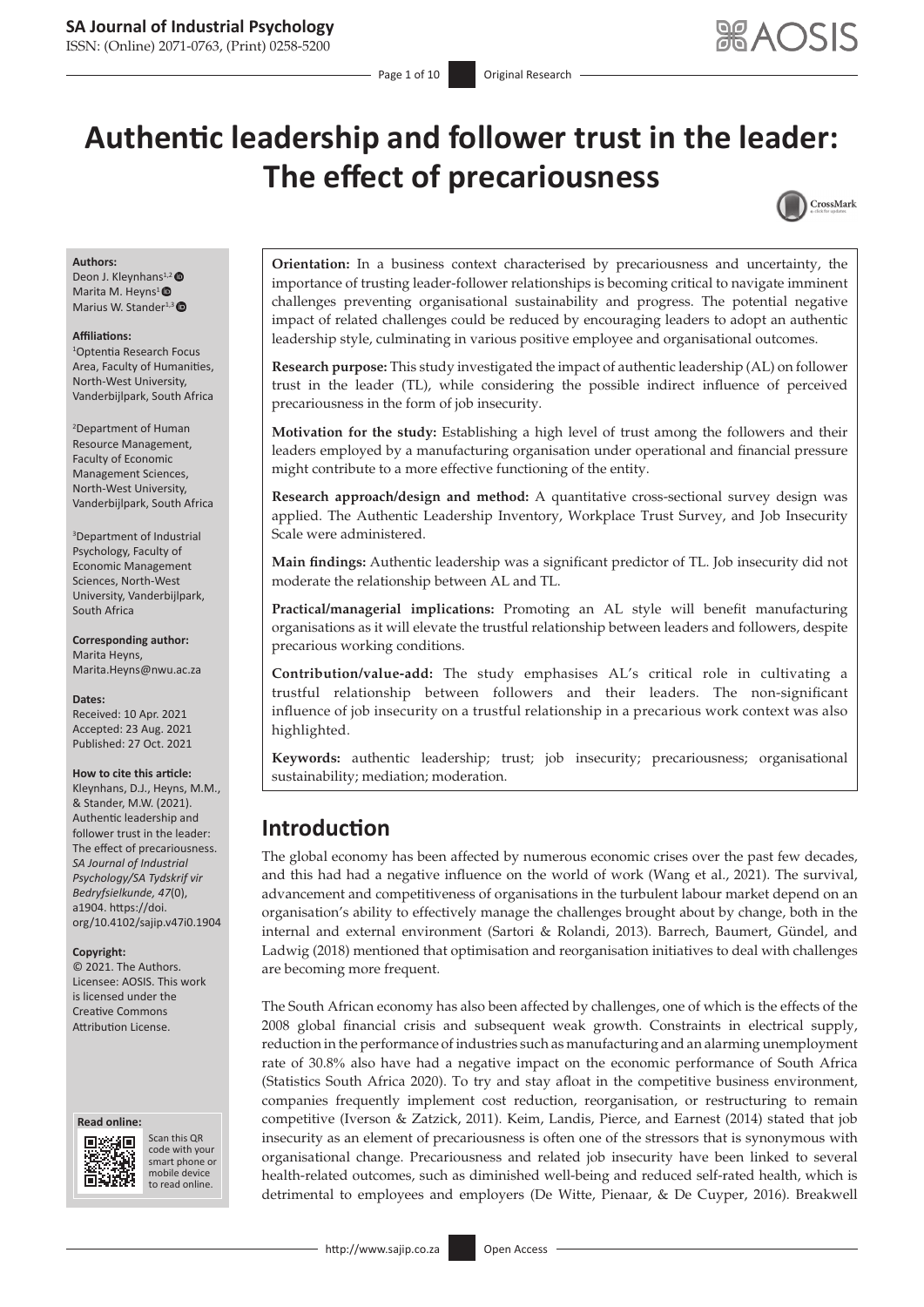# Authentic leadership and follower trust in the leader: The effect of precariousness

**Authors:**
Deon J. Kleynhans[1,2]
Marita M. Heyns[1]
Marius W. Stander[1,3]

**Affiliations:**
[1]Optentia Research Focus Area, Faculty of Humanities, North-West University, Vanderbijlpark, South Africa

[2]Department of Human Resource Management, Faculty of Economic Management Sciences, North-West University, Vanderbijlpark, South Africa

[3]Department of Industrial Psychology, Faculty of Economic Management Sciences, North-West University, Vanderbijlpark, South Africa

**Corresponding author:**
Marita Heyns,
Marita.Heyns@nwu.ac.za

**Dates:**
Received: 10 Apr. 2021
Accepted: 23 Aug. 2021
Published: 27 Oct. 2021

**How to cite this article:**
Kleynhans, D.J., Heyns, M.M., & Stander, M.W. (2021). Authentic leadership and follower trust in the leader: The effect of precariousness. *SA Journal of Industrial Psychology/SA Tydskrif vir Bedryfsielkunde, 47*(0), a1904. https://doi.org/10.4102/sajip.v47i0.1904

**Copyright:**
© 2021. The Authors. Licensee: AOSIS. This work is licensed under the Creative Commons Attribution License.

**Read online:**
Scan this QR code with your smart phone or mobile device to read online.

**Orientation:** In a business context characterised by precariousness and uncertainty, the importance of trusting leader-follower relationships is becoming critical to navigate imminent challenges preventing organisational sustainability and progress. The potential negative impact of related challenges could be reduced by encouraging leaders to adopt an authentic leadership style, culminating in various positive employee and organisational outcomes.

**Research purpose:** This study investigated the impact of authentic leadership (AL) on follower trust in the leader (TL), while considering the possible indirect influence of perceived precariousness in the form of job insecurity.

**Motivation for the study:** Establishing a high level of trust among the followers and their leaders employed by a manufacturing organisation under operational and financial pressure might contribute to a more effective functioning of the entity.

**Research approach/design and method:** A quantitative cross-sectional survey design was applied. The Authentic Leadership Inventory, Workplace Trust Survey, and Job Insecurity Scale were administered.

**Main findings:** Authentic leadership was a significant predictor of TL. Job insecurity did not moderate the relationship between AL and TL.

**Practical/managerial implications:** Promoting an AL style will benefit manufacturing organisations as it will elevate the trustful relationship between leaders and followers, despite precarious working conditions.

**Contribution/value-add:** The study emphasises AL's critical role in cultivating a trustful relationship between followers and their leaders. The non-significant influence of job insecurity on a trustful relationship in a precarious work context was also highlighted.

**Keywords:** authentic leadership; trust; job insecurity; precariousness; organisational sustainability; mediation; moderation.

## Introduction

The global economy has been affected by numerous economic crises over the past few decades, and this had had a negative influence on the world of work (Wang et al., 2021). The survival, advancement and competitiveness of organisations in the turbulent labour market depend on an organisation's ability to effectively manage the challenges brought about by change, both in the internal and external environment (Sartori & Rolandi, 2013). Barrech, Baumert, Gündel, and Ladwig (2018) mentioned that optimisation and reorganisation initiatives to deal with challenges are becoming more frequent.

The South African economy has also been affected by challenges, one of which is the effects of the 2008 global financial crisis and subsequent weak growth. Constraints in electrical supply, reduction in the performance of industries such as manufacturing and an alarming unemployment rate of 30.8% also have had a negative impact on the economic performance of South Africa (Statistics South Africa 2020). To try and stay afloat in the competitive business environment, companies frequently implement cost reduction, reorganisation, or restructuring to remain competitive (Iverson & Zatzick, 2011). Keim, Landis, Pierce, and Earnest (2014) stated that job insecurity as an element of precariousness is often one of the stressors that is synonymous with organisational change. Precariousness and related job insecurity have been linked to several health-related outcomes, such as diminished well-being and reduced self-rated health, which is detrimental to employees and employers (De Witte, Pienaar, & De Cuyper, 2016). Breakwell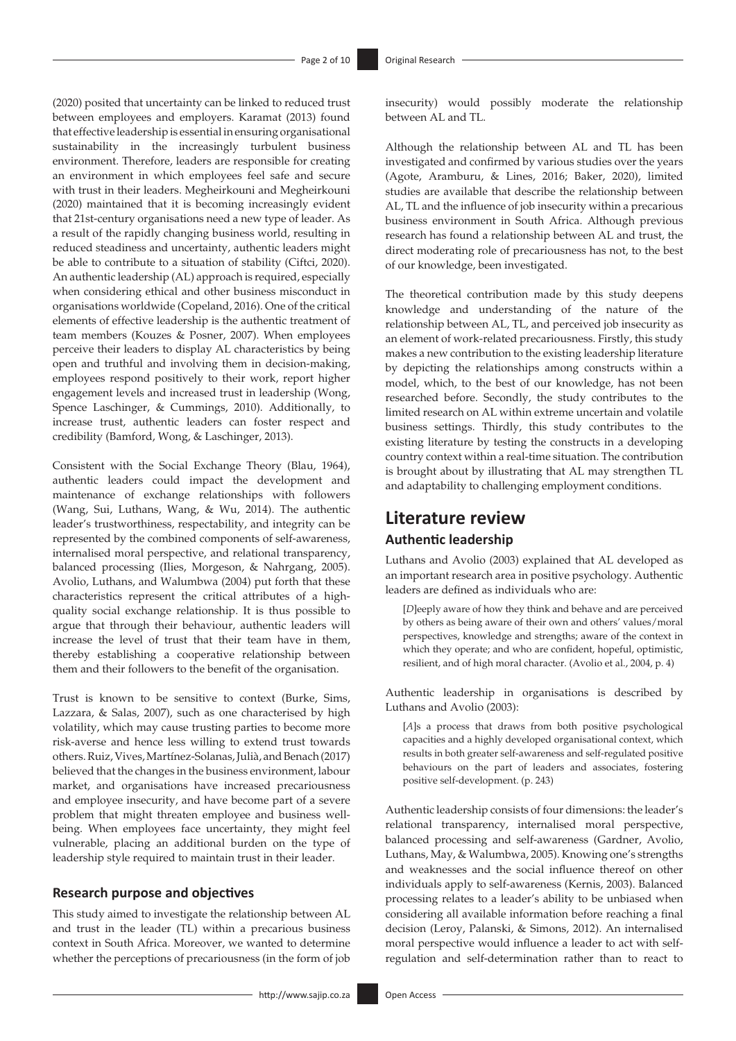(2020) posited that uncertainty can be linked to reduced trust between employees and employers. Karamat (2013) found that effective leadership is essential in ensuring organisational sustainability in the increasingly turbulent business environment. Therefore, leaders are responsible for creating an environment in which employees feel safe and secure with trust in their leaders. Megheirkouni and Megheirkouni (2020) maintained that it is becoming increasingly evident that 21st-century organisations need a new type of leader. As a result of the rapidly changing business world, resulting in reduced steadiness and uncertainty, authentic leaders might be able to contribute to a situation of stability (Ciftci, 2020). An authentic leadership (AL) approach is required, especially when considering ethical and other business misconduct in organisations worldwide (Copeland, 2016). One of the critical elements of effective leadership is the authentic treatment of team members (Kouzes & Posner, 2007). When employees perceive their leaders to display AL characteristics by being open and truthful and involving them in decision-making, employees respond positively to their work, report higher engagement levels and increased trust in leadership (Wong, Spence Laschinger, & Cummings, 2010). Additionally, to increase trust, authentic leaders can foster respect and credibility (Bamford, Wong, & Laschinger, 2013).

Consistent with the Social Exchange Theory (Blau, 1964), authentic leaders could impact the development and maintenance of exchange relationships with followers (Wang, Sui, Luthans, Wang, & Wu, 2014). The authentic leader's trustworthiness, respectability, and integrity can be represented by the combined components of self-awareness, internalised moral perspective, and relational transparency, balanced processing (Ilies, Morgeson, & Nahrgang, 2005). Avolio, Luthans, and Walumbwa (2004) put forth that these characteristics represent the critical attributes of a high-quality social exchange relationship. It is thus possible to argue that through their behaviour, authentic leaders will increase the level of trust that their team have in them, thereby establishing a cooperative relationship between them and their followers to the benefit of the organisation.

Trust is known to be sensitive to context (Burke, Sims, Lazzara, & Salas, 2007), such as one characterised by high volatility, which may cause trusting parties to become more risk-averse and hence less willing to extend trust towards others. Ruiz, Vives, Martínez-Solanas, Julià, and Benach (2017) believed that the changes in the business environment, labour market, and organisations have increased precariousness and employee insecurity, and have become part of a severe problem that might threaten employee and business well-being. When employees face uncertainty, they might feel vulnerable, placing an additional burden on the type of leadership style required to maintain trust in their leader.

### Research purpose and objectives

This study aimed to investigate the relationship between AL and trust in the leader (TL) within a precarious business context in South Africa. Moreover, we wanted to determine whether the perceptions of precariousness (in the form of job insecurity) would possibly moderate the relationship between AL and TL.

Although the relationship between AL and TL has been investigated and confirmed by various studies over the years (Agote, Aramburu, & Lines, 2016; Baker, 2020), limited studies are available that describe the relationship between AL, TL and the influence of job insecurity within a precarious business environment in South Africa. Although previous research has found a relationship between AL and trust, the direct moderating role of precariousness has not, to the best of our knowledge, been investigated.

The theoretical contribution made by this study deepens knowledge and understanding of the nature of the relationship between AL, TL, and perceived job insecurity as an element of work-related precariousness. Firstly, this study makes a new contribution to the existing leadership literature by depicting the relationships among constructs within a model, which, to the best of our knowledge, has not been researched before. Secondly, the study contributes to the limited research on AL within extreme uncertain and volatile business settings. Thirdly, this study contributes to the existing literature by testing the constructs in a developing country context within a real-time situation. The contribution is brought about by illustrating that AL may strengthen TL and adaptability to challenging employment conditions.

## Literature review

### Authentic leadership

Luthans and Avolio (2003) explained that AL developed as an important research area in positive psychology. Authentic leaders are defined as individuals who are:

> [*D*]eeply aware of how they think and behave and are perceived by others as being aware of their own and others' values/moral perspectives, knowledge and strengths; aware of the context in which they operate; and who are confident, hopeful, optimistic, resilient, and of high moral character. (Avolio et al., 2004, p. 4)

Authentic leadership in organisations is described by Luthans and Avolio (2003):

> [*A*]s a process that draws from both positive psychological capacities and a highly developed organisational context, which results in both greater self-awareness and self-regulated positive behaviours on the part of leaders and associates, fostering positive self-development. (p. 243)

Authentic leadership consists of four dimensions: the leader's relational transparency, internalised moral perspective, balanced processing and self-awareness (Gardner, Avolio, Luthans, May, & Walumbwa, 2005). Knowing one's strengths and weaknesses and the social influence thereof on other individuals apply to self-awareness (Kernis, 2003). Balanced processing relates to a leader's ability to be unbiased when considering all available information before reaching a final decision (Leroy, Palanski, & Simons, 2012). An internalised moral perspective would influence a leader to act with self-regulation and self-determination rather than to react to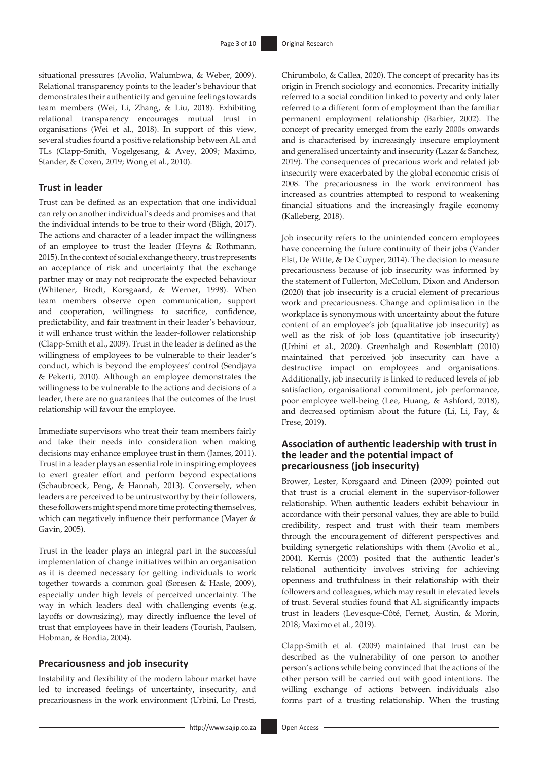situational pressures (Avolio, Walumbwa, & Weber, 2009). Relational transparency points to the leader's behaviour that demonstrates their authenticity and genuine feelings towards team members (Wei, Li, Zhang, & Liu, 2018). Exhibiting relational transparency encourages mutual trust in organisations (Wei et al., 2018). In support of this view, several studies found a positive relationship between AL and TLs (Clapp-Smith, Vogelgesang, & Avey, 2009; Maximo, Stander, & Coxen, 2019; Wong et al., 2010).

## Trust in leader

Trust can be defined as an expectation that one individual can rely on another individual's deeds and promises and that the individual intends to be true to their word (Bligh, 2017). The actions and character of a leader impact the willingness of an employee to trust the leader (Heyns & Rothmann, 2015). In the context of social exchange theory, trust represents an acceptance of risk and uncertainty that the exchange partner may or may not reciprocate the expected behaviour (Whitener, Brodt, Korsgaard, & Werner, 1998). When team members observe open communication, support and cooperation, willingness to sacrifice, confidence, predictability, and fair treatment in their leader's behaviour, it will enhance trust within the leader-follower relationship (Clapp-Smith et al., 2009). Trust in the leader is defined as the willingness of employees to be vulnerable to their leader's conduct, which is beyond the employees' control (Sendjaya & Pekerti, 2010). Although an employee demonstrates the willingness to be vulnerable to the actions and decisions of a leader, there are no guarantees that the outcomes of the trust relationship will favour the employee.

Immediate supervisors who treat their team members fairly and take their needs into consideration when making decisions may enhance employee trust in them (James, 2011). Trust in a leader plays an essential role in inspiring employees to exert greater effort and perform beyond expectations (Schaubroeck, Peng, & Hannah, 2013). Conversely, when leaders are perceived to be untrustworthy by their followers, these followers might spend more time protecting themselves, which can negatively influence their performance (Mayer & Gavin, 2005).

Trust in the leader plays an integral part in the successful implementation of change initiatives within an organisation as it is deemed necessary for getting individuals to work together towards a common goal (Søresen & Hasle, 2009), especially under high levels of perceived uncertainty. The way in which leaders deal with challenging events (e.g. layoffs or downsizing), may directly influence the level of trust that employees have in their leaders (Tourish, Paulsen, Hobman, & Bordia, 2004).

## Precariousness and job insecurity

Instability and flexibility of the modern labour market have led to increased feelings of uncertainty, insecurity, and precariousness in the work environment (Urbini, Lo Presti, Chirumbolo, & Callea, 2020). The concept of precarity has its origin in French sociology and economics. Precarity initially referred to a social condition linked to poverty and only later referred to a different form of employment than the familiar permanent employment relationship (Barbier, 2002). The concept of precarity emerged from the early 2000s onwards and is characterised by increasingly insecure employment and generalised uncertainty and insecurity (Lazar & Sanchez, 2019). The consequences of precarious work and related job insecurity were exacerbated by the global economic crisis of 2008. The precariousness in the work environment has increased as countries attempted to respond to weakening financial situations and the increasingly fragile economy (Kalleberg, 2018).

Job insecurity refers to the unintended concern employees have concerning the future continuity of their jobs (Vander Elst, De Witte, & De Cuyper, 2014). The decision to measure precariousness because of job insecurity was informed by the statement of Fullerton, McCollum, Dixon and Anderson (2020) that job insecurity is a crucial element of precarious work and precariousness. Change and optimisation in the workplace is synonymous with uncertainty about the future content of an employee's job (qualitative job insecurity) as well as the risk of job loss (quantitative job insecurity) (Urbini et al., 2020). Greenhalgh and Rosenblatt (2010) maintained that perceived job insecurity can have a destructive impact on employees and organisations. Additionally, job insecurity is linked to reduced levels of job satisfaction, organisational commitment, job performance, poor employee well-being (Lee, Huang, & Ashford, 2018), and decreased optimism about the future (Li, Li, Fay, & Frese, 2019).

## Association of authentic leadership with trust in the leader and the potential impact of precariousness (job insecurity)

Brower, Lester, Korsgaard and Dineen (2009) pointed out that trust is a crucial element in the supervisor-follower relationship. When authentic leaders exhibit behaviour in accordance with their personal values, they are able to build credibility, respect and trust with their team members through the encouragement of different perspectives and building synergetic relationships with them (Avolio et al., 2004). Kernis (2003) posited that the authentic leader's relational authenticity involves striving for achieving openness and truthfulness in their relationship with their followers and colleagues, which may result in elevated levels of trust. Several studies found that AL significantly impacts trust in leaders (Levesque-Côté, Fernet, Austin, & Morin, 2018; Maximo et al., 2019).

Clapp-Smith et al. (2009) maintained that trust can be described as the vulnerability of one person to another person's actions while being convinced that the actions of the other person will be carried out with good intentions. The willing exchange of actions between individuals also forms part of a trusting relationship. When the trusting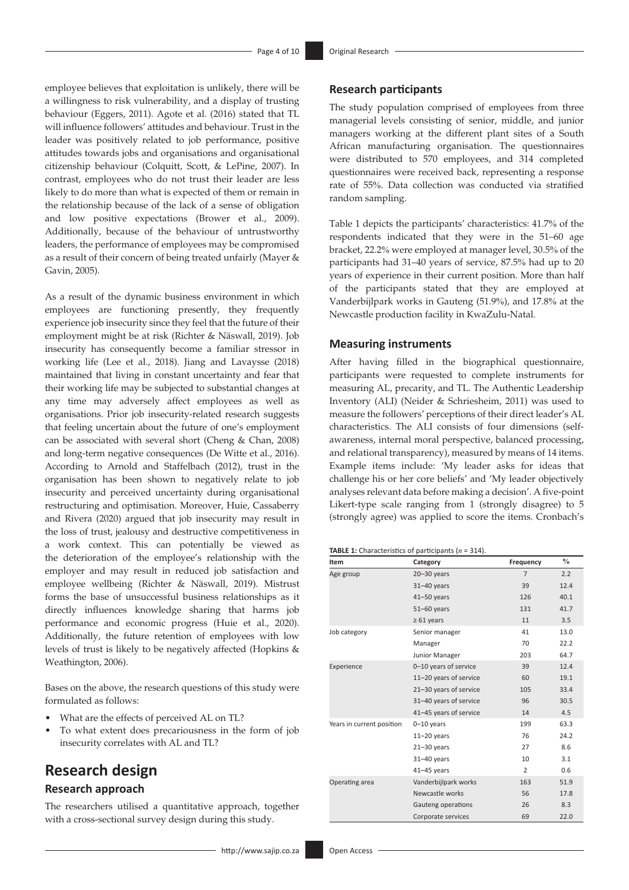employee believes that exploitation is unlikely, there will be a willingness to risk vulnerability, and a display of trusting behaviour (Eggers, 2011). Agote et al. (2016) stated that TL will influence followers' attitudes and behaviour. Trust in the leader was positively related to job performance, positive attitudes towards jobs and organisations and organisational citizenship behaviour (Colquitt, Scott, & LePine, 2007). In contrast, employees who do not trust their leader are less likely to do more than what is expected of them or remain in the relationship because of the lack of a sense of obligation and low positive expectations (Brower et al., 2009). Additionally, because of the behaviour of untrustworthy leaders, the performance of employees may be compromised as a result of their concern of being treated unfairly (Mayer & Gavin, 2005).

As a result of the dynamic business environment in which employees are functioning presently, they frequently experience job insecurity since they feel that the future of their employment might be at risk (Richter & Näswall, 2019). Job insecurity has consequently become a familiar stressor in working life (Lee et al., 2018). Jiang and Lavaysse (2018) maintained that living in constant uncertainty and fear that their working life may be subjected to substantial changes at any time may adversely affect employees as well as organisations. Prior job insecurity-related research suggests that feeling uncertain about the future of one's employment can be associated with several short (Cheng & Chan, 2008) and long-term negative consequences (De Witte et al., 2016). According to Arnold and Staffelbach (2012), trust in the organisation has been shown to negatively relate to job insecurity and perceived uncertainty during organisational restructuring and optimisation. Moreover, Huie, Cassaberry and Rivera (2020) argued that job insecurity may result in the loss of trust, jealousy and destructive competitiveness in a work context. This can potentially be viewed as the deterioration of the employee's relationship with the employer and may result in reduced job satisfaction and employee wellbeing (Richter & Näswall, 2019). Mistrust forms the base of unsuccessful business relationships as it directly influences knowledge sharing that harms job performance and economic progress (Huie et al., 2020). Additionally, the future retention of employees with low levels of trust is likely to be negatively affected (Hopkins & Weathington, 2006).

Bases on the above, the research questions of this study were formulated as follows:

- What are the effects of perceived AL on TL?
- To what extent does precariousness in the form of job insecurity correlates with AL and TL?

# Research design

## Research approach

The researchers utilised a quantitative approach, together with a cross-sectional survey design during this study.

## Research participants

The study population comprised of employees from three managerial levels consisting of senior, middle, and junior managers working at the different plant sites of a South African manufacturing organisation. The questionnaires were distributed to 570 employees, and 314 completed questionnaires were received back, representing a response rate of 55%. Data collection was conducted via stratified random sampling.

Table 1 depicts the participants' characteristics: 41.7% of the respondents indicated that they were in the 51–60 age bracket, 22.2% were employed at manager level, 30.5% of the participants had 31–40 years of service, 87.5% had up to 20 years of experience in their current position. More than half of the participants stated that they are employed at Vanderbijlpark works in Gauteng (51.9%), and 17.8% at the Newcastle production facility in KwaZulu-Natal.

## Measuring instruments

After having filled in the biographical questionnaire, participants were requested to complete instruments for measuring AL, precarity, and TL. The Authentic Leadership Inventory (ALI) (Neider & Schriesheim, 2011) was used to measure the followers' perceptions of their direct leader's AL characteristics. The ALI consists of four dimensions (self-awareness, internal moral perspective, balanced processing, and relational transparency), measured by means of 14 items. Example items include: 'My leader asks for ideas that challenge his or her core beliefs' and 'My leader objectively analyses relevant data before making a decision'. A five-point Likert-type scale ranging from 1 (strongly disagree) to 5 (strongly agree) was applied to score the items. Cronbach's

**TABLE 1:** Characteristics of participants ($n$ = 314).

| Item | Category | Frequency | % |
|---|---|---|---|
| Age group | 20–30 years | 7 | 2.2 |
| | 31–40 years | 39 | 12.4 |
| | 41–50 years | 126 | 40.1 |
| | 51–60 years | 131 | 41.7 |
| | ≥ 61 years | 11 | 3.5 |
| Job category | Senior manager | 41 | 13.0 |
| | Manager | 70 | 22.2 |
| | Junior Manager | 203 | 64.7 |
| Experience | 0–10 years of service | 39 | 12.4 |
| | 11–20 years of service | 60 | 19.1 |
| | 21–30 years of service | 105 | 33.4 |
| | 31–40 years of service | 96 | 30.5 |
| | 41–45 years of service | 14 | 4.5 |
| Years in current position | 0–10 years | 199 | 63.3 |
| | 11–20 years | 76 | 24.2 |
| | 21–30 years | 27 | 8.6 |
| | 31–40 years | 10 | 3.1 |
| | 41–45 years | 2 | 0.6 |
| Operating area | Vanderbijlpark works | 163 | 51.9 |
| | Newcastle works | 56 | 17.8 |
| | Gauteng operations | 26 | 8.3 |
| | Corporate services | 69 | 22.0 |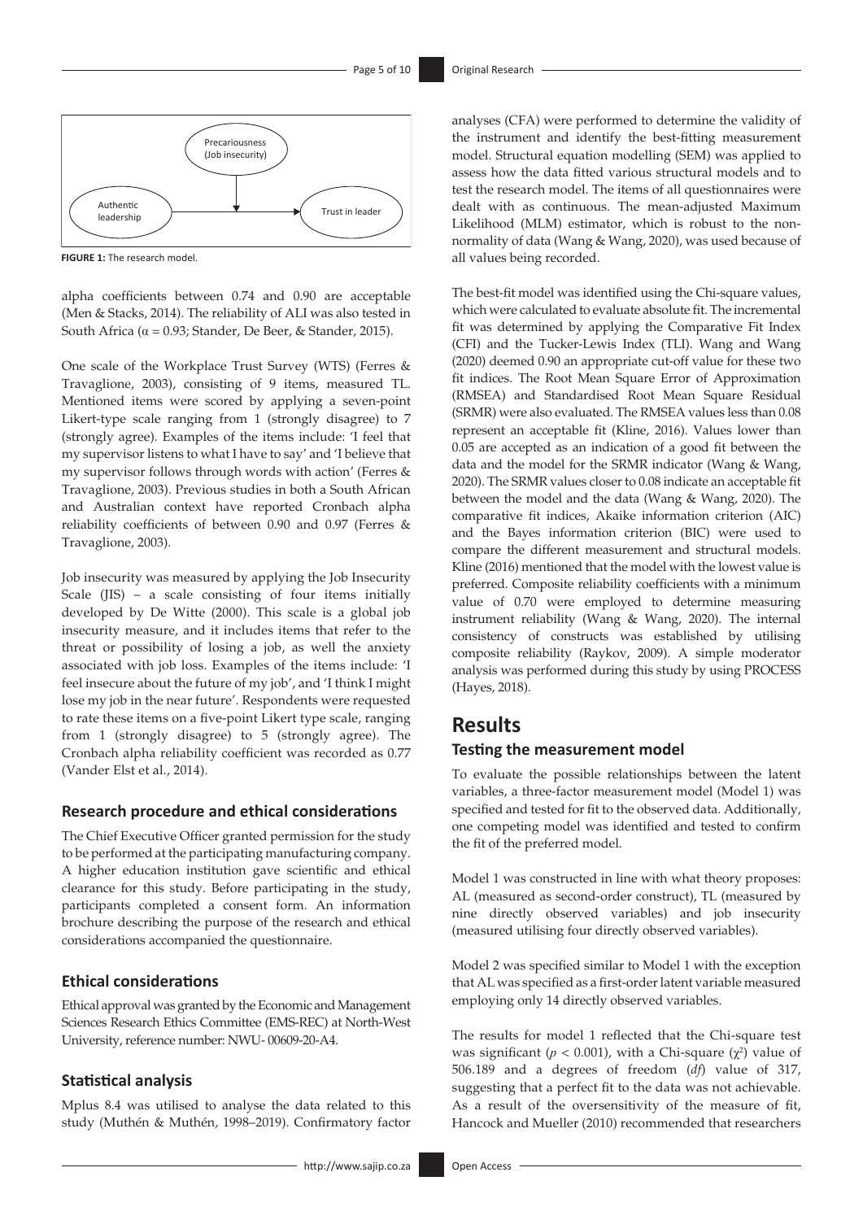**FIGURE 1:** The research model.

alpha coefficients between 0.74 and 0.90 are acceptable (Men & Stacks, 2014). The reliability of ALI was also tested in South Africa ($\alpha = 0.93$; Stander, De Beer, & Stander, 2015).

One scale of the Workplace Trust Survey (WTS) (Ferres & Travaglione, 2003), consisting of 9 items, measured TL. Mentioned items were scored by applying a seven-point Likert-type scale ranging from 1 (strongly disagree) to 7 (strongly agree). Examples of the items include: 'I feel that my supervisor listens to what I have to say' and 'I believe that my supervisor follows through words with action' (Ferres & Travaglione, 2003). Previous studies in both a South African and Australian context have reported Cronbach alpha reliability coefficients of between 0.90 and 0.97 (Ferres & Travaglione, 2003).

Job insecurity was measured by applying the Job Insecurity Scale (JIS) – a scale consisting of four items initially developed by De Witte (2000). This scale is a global job insecurity measure, and it includes items that refer to the threat or possibility of losing a job, as well the anxiety associated with job loss. Examples of the items include: 'I feel insecure about the future of my job', and 'I think I might lose my job in the near future'. Respondents were requested to rate these items on a five-point Likert type scale, ranging from 1 (strongly disagree) to 5 (strongly agree). The Cronbach alpha reliability coefficient was recorded as 0.77 (Vander Elst et al., 2014).

### Research procedure and ethical considerations

The Chief Executive Officer granted permission for the study to be performed at the participating manufacturing company. A higher education institution gave scientific and ethical clearance for this study. Before participating in the study, participants completed a consent form. An information brochure describing the purpose of the research and ethical considerations accompanied the questionnaire.

### Ethical considerations

Ethical approval was granted by the Economic and Management Sciences Research Ethics Committee (EMS-REC) at North-West University, reference number: NWU- 00609-20-A4.

### Statistical analysis

Mplus 8.4 was utilised to analyse the data related to this study (Muthén & Muthén, 1998–2019). Confirmatory factor analyses (CFA) were performed to determine the validity of the instrument and identify the best-fitting measurement model. Structural equation modelling (SEM) was applied to assess how the data fitted various structural models and to test the research model. The items of all questionnaires were dealt with as continuous. The mean-adjusted Maximum Likelihood (MLM) estimator, which is robust to the non-normality of data (Wang & Wang, 2020), was used because of all values being recorded.

The best-fit model was identified using the Chi-square values, which were calculated to evaluate absolute fit. The incremental fit was determined by applying the Comparative Fit Index (CFI) and the Tucker-Lewis Index (TLI). Wang and Wang (2020) deemed 0.90 an appropriate cut-off value for these two fit indices. The Root Mean Square Error of Approximation (RMSEA) and Standardised Root Mean Square Residual (SRMR) were also evaluated. The RMSEA values less than 0.08 represent an acceptable fit (Kline, 2016). Values lower than 0.05 are accepted as an indication of a good fit between the data and the model for the SRMR indicator (Wang & Wang, 2020). The SRMR values closer to 0.08 indicate an acceptable fit between the model and the data (Wang & Wang, 2020). The comparative fit indices, Akaike information criterion (AIC) and the Bayes information criterion (BIC) were used to compare the different measurement and structural models. Kline (2016) mentioned that the model with the lowest value is preferred. Composite reliability coefficients with a minimum value of 0.70 were employed to determine measuring instrument reliability (Wang & Wang, 2020). The internal consistency of constructs was established by utilising composite reliability (Raykov, 2009). A simple moderator analysis was performed during this study by using PROCESS (Hayes, 2018).

## Results

### Testing the measurement model

To evaluate the possible relationships between the latent variables, a three-factor measurement model (Model 1) was specified and tested for fit to the observed data. Additionally, one competing model was identified and tested to confirm the fit of the preferred model.

Model 1 was constructed in line with what theory proposes: AL (measured as second-order construct), TL (measured by nine directly observed variables) and job insecurity (measured utilising four directly observed variables).

Model 2 was specified similar to Model 1 with the exception that AL was specified as a first-order latent variable measured employing only 14 directly observed variables.

The results for model 1 reflected that the Chi-square test was significant ($p < 0.001$), with a Chi-square ($\chi^2$) value of 506.189 and a degrees of freedom (*df*) value of 317, suggesting that a perfect fit to the data was not achievable. As a result of the oversensitivity of the measure of fit, Hancock and Mueller (2010) recommended that researchers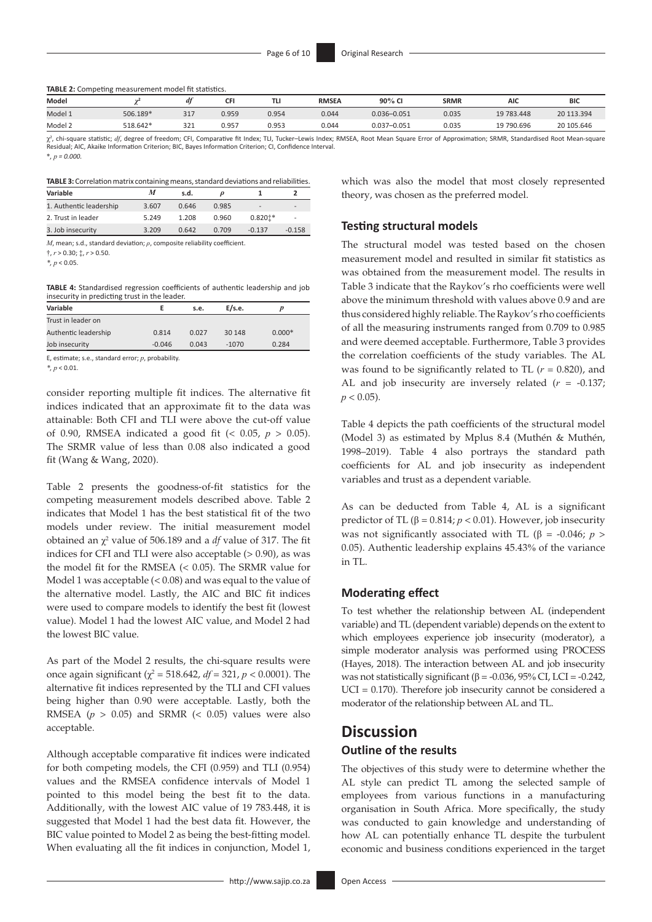**TABLE 2:** Competing measurement model fit statistics.

| Model | $\chi^2$ | *df* | CFI | TLI | RMSEA | 90% CI | SRMR | AIC | BIC |
|---|---|---|---|---|---|---|---|---|---|
| Model 1 | 506.189* | 317 | 0.959 | 0.954 | 0.044 | 0.036–0.051 | 0.035 | 19 783.448 | 20 113.394 |
| Model 2 | 518.642* | 321 | 0.957 | 0.953 | 0.044 | 0.037–0.051 | 0.035 | 19 790.696 | 20 105.646 |

$\chi^2$, chi-square statistic; *df*, degree of freedom; CFI, Comparative Fit Index; TLI, Tucker–Lewis Index; RMSEA, Root Mean Square Error of Approximation; SRMR, Standardised Root Mean-square Residual; AIC, Akaike Information Criterion; BIC, Bayes Information Criterion; CI, Confidence Interval.

*, $p = 0.000$.

**TABLE 3:** Correlation matrix containing means, standard deviations and reliabilities.

| Variable | *M* | s.d. | $\rho$ | 1 | 2 |
|---|---|---|---|---|---|
| 1. Authentic leadership | 3.607 | 0.646 | 0.985 | - | - |
| 2. Trust in leader | 5.249 | 1.208 | 0.960 | 0.820‡* | - |
| 3. Job insecurity | 3.209 | 0.642 | 0.709 | -0.137 | -0.158 |

*M*, mean; s.d., standard deviation; $\rho$, composite reliability coefficient.

†, $r > 0.30$; ‡, $r > 0.50$.

*, $p < 0.05$.

**TABLE 4:** Standardised regression coefficients of authentic leadership and job insecurity in predicting trust in the leader.

| Variable | E | s.e. | E/s.e. | *p* |
|---|---|---|---|---|
| Trust in leader on | | | | |
| Authentic leadership | 0.814 | 0.027 | 30 148 | 0.000* |
| Job insecurity | -0.046 | 0.043 | -1070 | 0.284 |

E, estimate; s.e., standard error; *p*, probability.

*, $p < 0.01$.

consider reporting multiple fit indices. The alternative fit indices indicated that an approximate fit to the data was attainable: Both CFI and TLI were above the cut-off value of 0.90, RMSEA indicated a good fit (< 0.05, $p > 0.05$). The SRMR value of less than 0.08 also indicated a good fit (Wang & Wang, 2020).

Table 2 presents the goodness-of-fit statistics for the competing measurement models described above. Table 2 indicates that Model 1 has the best statistical fit of the two models under review. The initial measurement model obtained an $\chi^2$ value of 506.189 and a *df* value of 317. The fit indices for CFI and TLI were also acceptable (> 0.90), as was the model fit for the RMSEA (< 0.05). The SRMR value for Model 1 was acceptable (< 0.08) and was equal to the value of the alternative model. Lastly, the AIC and BIC fit indices were used to compare models to identify the best fit (lowest value). Model 1 had the lowest AIC value, and Model 2 had the lowest BIC value.

As part of the Model 2 results, the chi-square results were once again significant ($\chi^2 = 518.642$, $df = 321$, $p < 0.0001$). The alternative fit indices represented by the TLI and CFI values being higher than 0.90 were acceptable. Lastly, both the RMSEA ($p > 0.05$) and SRMR (< 0.05) values were also acceptable.

Although acceptable comparative fit indices were indicated for both competing models, the CFI (0.959) and TLI (0.954) values and the RMSEA confidence intervals of Model 1 pointed to this model being the best fit to the data. Additionally, with the lowest AIC value of 19 783.448, it is suggested that Model 1 had the best data fit. However, the BIC value pointed to Model 2 as being the best-fitting model. When evaluating all the fit indices in conjunction, Model 1, which was also the model that most closely represented theory, was chosen as the preferred model.

### Testing structural models

The structural model was tested based on the chosen measurement model and resulted in similar fit statistics as was obtained from the measurement model. The results in Table 3 indicate that the Raykov's rho coefficients were well above the minimum threshold with values above 0.9 and are thus considered highly reliable. The Raykov's rho coefficients of all the measuring instruments ranged from 0.709 to 0.985 and were deemed acceptable. Furthermore, Table 3 provides the correlation coefficients of the study variables. The AL was found to be significantly related to TL ($r = 0.820$), and AL and job insecurity are inversely related ($r = -0.137$; $p < 0.05$).

Table 4 depicts the path coefficients of the structural model (Model 3) as estimated by Mplus 8.4 (Muthén & Muthén, 1998–2019). Table 4 also portrays the standard path coefficients for AL and job insecurity as independent variables and trust as a dependent variable.

As can be deducted from Table 4, AL is a significant predictor of TL ($\beta = 0.814$; $p < 0.01$). However, job insecurity was not significantly associated with TL ($\beta = -0.046$; $p > 0.05$). Authentic leadership explains 45.43% of the variance in TL.

### Moderating effect

To test whether the relationship between AL (independent variable) and TL (dependent variable) depends on the extent to which employees experience job insecurity (moderator), a simple moderator analysis was performed using PROCESS (Hayes, 2018). The interaction between AL and job insecurity was not statistically significant ($\beta = -0.036$, 95% CI, LCI = -0.242, UCI = 0.170). Therefore job insecurity cannot be considered a moderator of the relationship between AL and TL.

## Discussion

### Outline of the results

The objectives of this study were to determine whether the AL style can predict TL among the selected sample of employees from various functions in a manufacturing organisation in South Africa. More specifically, the study was conducted to gain knowledge and understanding of how AL can potentially enhance TL despite the turbulent economic and business conditions experienced in the target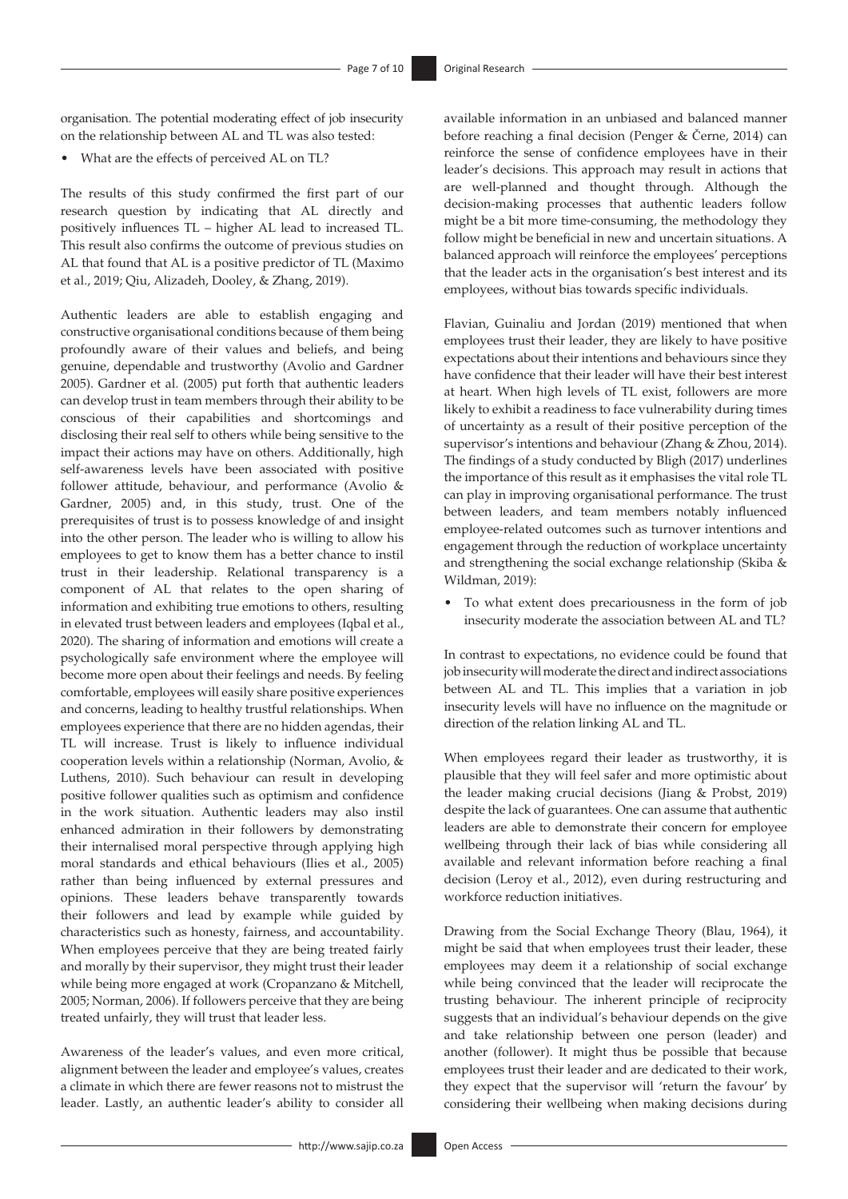organisation. The potential moderating effect of job insecurity on the relationship between AL and TL was also tested:

- What are the effects of perceived AL on TL?

The results of this study confirmed the first part of our research question by indicating that AL directly and positively influences TL – higher AL lead to increased TL. This result also confirms the outcome of previous studies on AL that found that AL is a positive predictor of TL (Maximo et al., 2019; Qiu, Alizadeh, Dooley, & Zhang, 2019).

Authentic leaders are able to establish engaging and constructive organisational conditions because of them being profoundly aware of their values and beliefs, and being genuine, dependable and trustworthy (Avolio and Gardner 2005). Gardner et al. (2005) put forth that authentic leaders can develop trust in team members through their ability to be conscious of their capabilities and shortcomings and disclosing their real self to others while being sensitive to the impact their actions may have on others. Additionally, high self-awareness levels have been associated with positive follower attitude, behaviour, and performance (Avolio & Gardner, 2005) and, in this study, trust. One of the prerequisites of trust is to possess knowledge of and insight into the other person. The leader who is willing to allow his employees to get to know them has a better chance to instil trust in their leadership. Relational transparency is a component of AL that relates to the open sharing of information and exhibiting true emotions to others, resulting in elevated trust between leaders and employees (Iqbal et al., 2020). The sharing of information and emotions will create a psychologically safe environment where the employee will become more open about their feelings and needs. By feeling comfortable, employees will easily share positive experiences and concerns, leading to healthy trustful relationships. When employees experience that there are no hidden agendas, their TL will increase. Trust is likely to influence individual cooperation levels within a relationship (Norman, Avolio, & Luthens, 2010). Such behaviour can result in developing positive follower qualities such as optimism and confidence in the work situation. Authentic leaders may also instil enhanced admiration in their followers by demonstrating their internalised moral perspective through applying high moral standards and ethical behaviours (Ilies et al., 2005) rather than being influenced by external pressures and opinions. These leaders behave transparently towards their followers and lead by example while guided by characteristics such as honesty, fairness, and accountability. When employees perceive that they are being treated fairly and morally by their supervisor, they might trust their leader while being more engaged at work (Cropanzano & Mitchell, 2005; Norman, 2006). If followers perceive that they are being treated unfairly, they will trust that leader less.

Awareness of the leader's values, and even more critical, alignment between the leader and employee's values, creates a climate in which there are fewer reasons not to mistrust the leader. Lastly, an authentic leader's ability to consider all available information in an unbiased and balanced manner before reaching a final decision (Penger & Černe, 2014) can reinforce the sense of confidence employees have in their leader's decisions. This approach may result in actions that are well-planned and thought through. Although the decision-making processes that authentic leaders follow might be a bit more time-consuming, the methodology they follow might be beneficial in new and uncertain situations. A balanced approach will reinforce the employees' perceptions that the leader acts in the organisation's best interest and its employees, without bias towards specific individuals.

Flavian, Guinaliu and Jordan (2019) mentioned that when employees trust their leader, they are likely to have positive expectations about their intentions and behaviours since they have confidence that their leader will have their best interest at heart. When high levels of TL exist, followers are more likely to exhibit a readiness to face vulnerability during times of uncertainty as a result of their positive perception of the supervisor's intentions and behaviour (Zhang & Zhou, 2014). The findings of a study conducted by Bligh (2017) underlines the importance of this result as it emphasises the vital role TL can play in improving organisational performance. The trust between leaders, and team members notably influenced employee-related outcomes such as turnover intentions and engagement through the reduction of workplace uncertainty and strengthening the social exchange relationship (Skiba & Wildman, 2019):

- To what extent does precariousness in the form of job insecurity moderate the association between AL and TL?

In contrast to expectations, no evidence could be found that job insecurity will moderate the direct and indirect associations between AL and TL. This implies that a variation in job insecurity levels will have no influence on the magnitude or direction of the relation linking AL and TL.

When employees regard their leader as trustworthy, it is plausible that they will feel safer and more optimistic about the leader making crucial decisions (Jiang & Probst, 2019) despite the lack of guarantees. One can assume that authentic leaders are able to demonstrate their concern for employee wellbeing through their lack of bias while considering all available and relevant information before reaching a final decision (Leroy et al., 2012), even during restructuring and workforce reduction initiatives.

Drawing from the Social Exchange Theory (Blau, 1964), it might be said that when employees trust their leader, these employees may deem it a relationship of social exchange while being convinced that the leader will reciprocate the trusting behaviour. The inherent principle of reciprocity suggests that an individual's behaviour depends on the give and take relationship between one person (leader) and another (follower). It might thus be possible that because employees trust their leader and are dedicated to their work, they expect that the supervisor will 'return the favour' by considering their wellbeing when making decisions during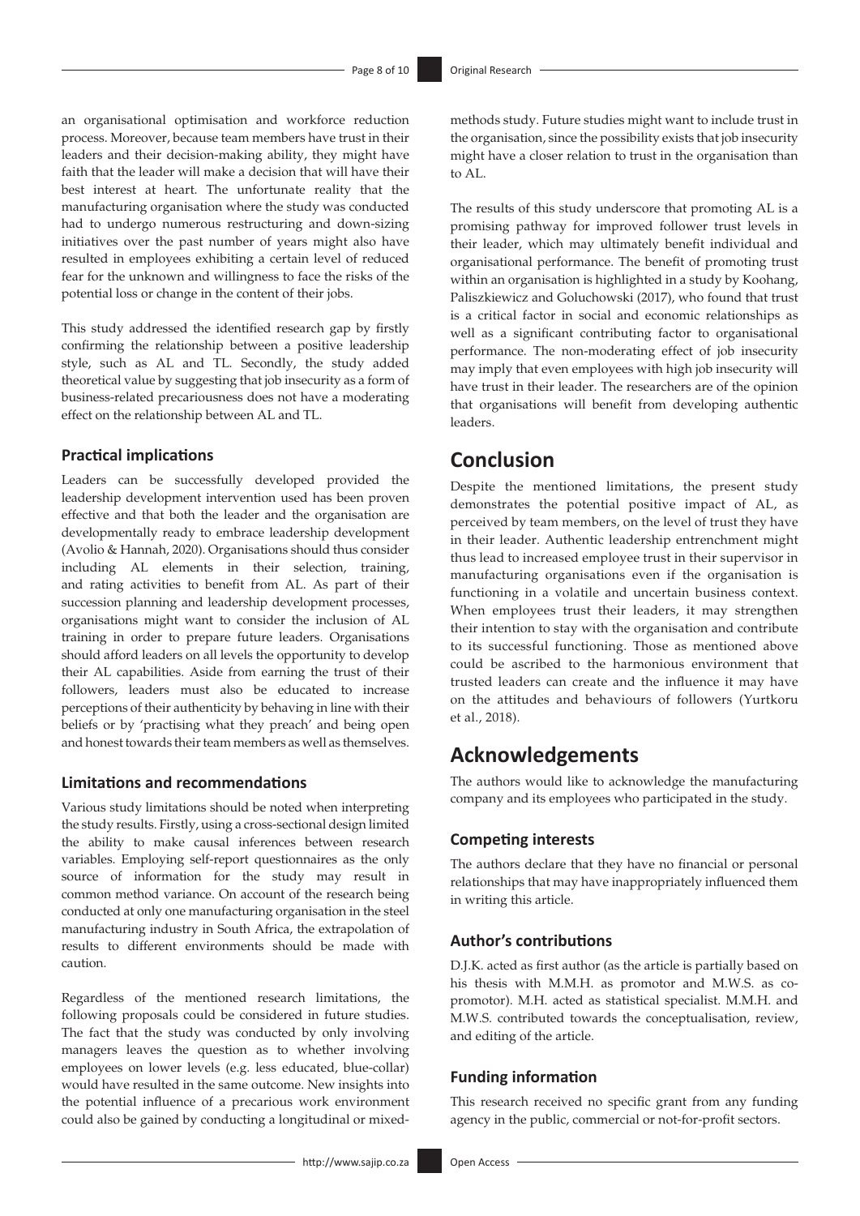an organisational optimisation and workforce reduction process. Moreover, because team members have trust in their leaders and their decision-making ability, they might have faith that the leader will make a decision that will have their best interest at heart. The unfortunate reality that the manufacturing organisation where the study was conducted had to undergo numerous restructuring and down-sizing initiatives over the past number of years might also have resulted in employees exhibiting a certain level of reduced fear for the unknown and willingness to face the risks of the potential loss or change in the content of their jobs.

This study addressed the identified research gap by firstly confirming the relationship between a positive leadership style, such as AL and TL. Secondly, the study added theoretical value by suggesting that job insecurity as a form of business-related precariousness does not have a moderating effect on the relationship between AL and TL.

### Practical implications

Leaders can be successfully developed provided the leadership development intervention used has been proven effective and that both the leader and the organisation are developmentally ready to embrace leadership development (Avolio & Hannah, 2020). Organisations should thus consider including AL elements in their selection, training, and rating activities to benefit from AL. As part of their succession planning and leadership development processes, organisations might want to consider the inclusion of AL training in order to prepare future leaders. Organisations should afford leaders on all levels the opportunity to develop their AL capabilities. Aside from earning the trust of their followers, leaders must also be educated to increase perceptions of their authenticity by behaving in line with their beliefs or by 'practising what they preach' and being open and honest towards their team members as well as themselves.

### Limitations and recommendations

Various study limitations should be noted when interpreting the study results. Firstly, using a cross-sectional design limited the ability to make causal inferences between research variables. Employing self-report questionnaires as the only source of information for the study may result in common method variance. On account of the research being conducted at only one manufacturing organisation in the steel manufacturing industry in South Africa, the extrapolation of results to different environments should be made with caution.

Regardless of the mentioned research limitations, the following proposals could be considered in future studies. The fact that the study was conducted by only involving managers leaves the question as to whether involving employees on lower levels (e.g. less educated, blue-collar) would have resulted in the same outcome. New insights into the potential influence of a precarious work environment could also be gained by conducting a longitudinal or mixed-methods study. Future studies might want to include trust in the organisation, since the possibility exists that job insecurity might have a closer relation to trust in the organisation than to AL.

The results of this study underscore that promoting AL is a promising pathway for improved follower trust levels in their leader, which may ultimately benefit individual and organisational performance. The benefit of promoting trust within an organisation is highlighted in a study by Koohang, Paliszkiewicz and Goluchowski (2017), who found that trust is a critical factor in social and economic relationships as well as a significant contributing factor to organisational performance. The non-moderating effect of job insecurity may imply that even employees with high job insecurity will have trust in their leader. The researchers are of the opinion that organisations will benefit from developing authentic leaders.

## Conclusion

Despite the mentioned limitations, the present study demonstrates the potential positive impact of AL, as perceived by team members, on the level of trust they have in their leader. Authentic leadership entrenchment might thus lead to increased employee trust in their supervisor in manufacturing organisations even if the organisation is functioning in a volatile and uncertain business context. When employees trust their leaders, it may strengthen their intention to stay with the organisation and contribute to its successful functioning. Those as mentioned above could be ascribed to the harmonious environment that trusted leaders can create and the influence it may have on the attitudes and behaviours of followers (Yurtkoru et al., 2018).

## Acknowledgements

The authors would like to acknowledge the manufacturing company and its employees who participated in the study.

### Competing interests

The authors declare that they have no financial or personal relationships that may have inappropriately influenced them in writing this article.

### Author's contributions

D.J.K. acted as first author (as the article is partially based on his thesis with M.M.H. as promotor and M.W.S. as co-promotor). M.H. acted as statistical specialist. M.M.H. and M.W.S. contributed towards the conceptualisation, review, and editing of the article.

### Funding information

This research received no specific grant from any funding agency in the public, commercial or not-for-profit sectors.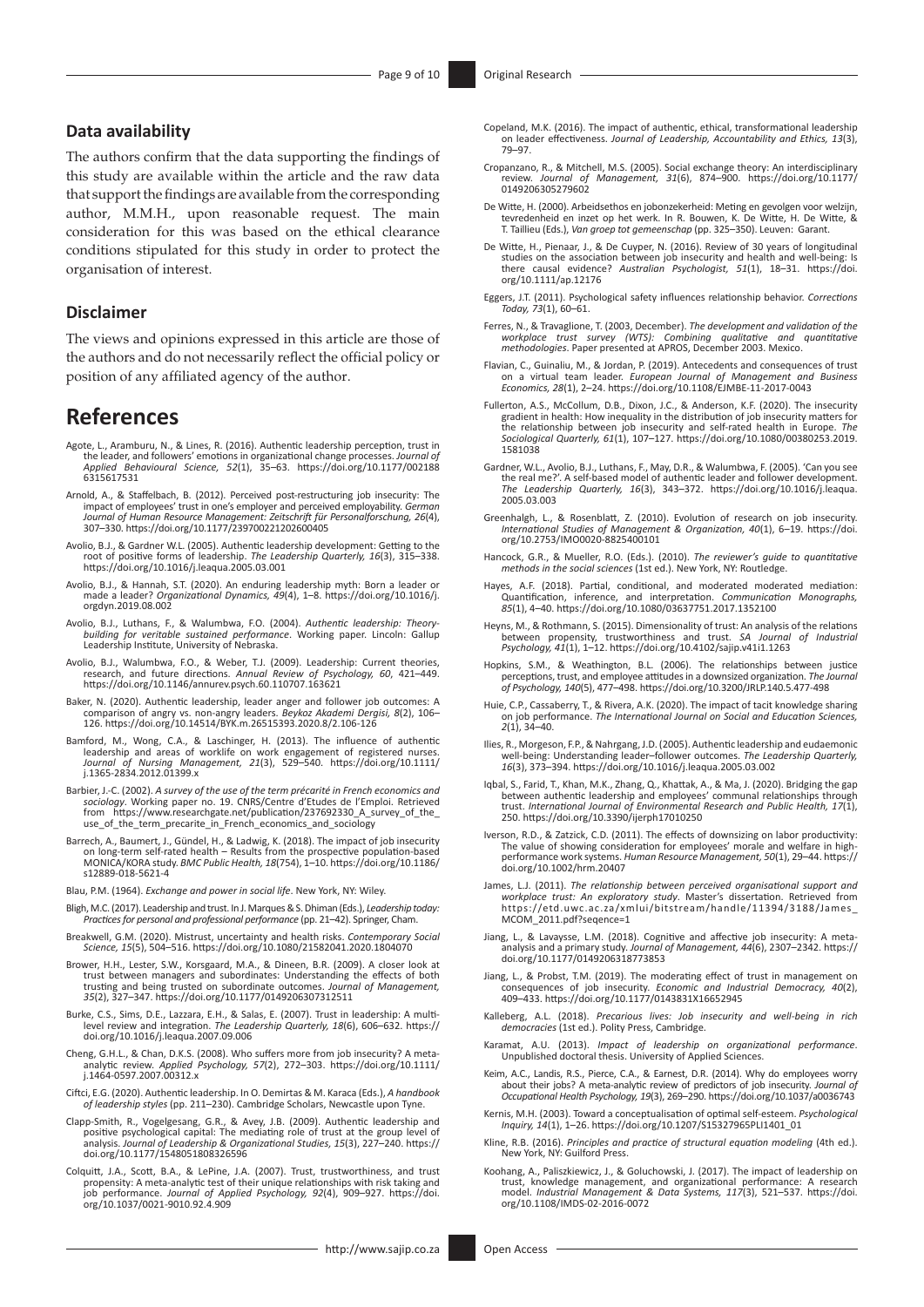## Data availability

The authors confirm that the data supporting the findings of this study are available within the article and the raw data that support the findings are available from the corresponding author, M.M.H., upon reasonable request. The main consideration for this was based on the ethical clearance conditions stipulated for this study in order to protect the organisation of interest.

## Disclaimer

The views and opinions expressed in this article are those of the authors and do not necessarily reflect the official policy or position of any affiliated agency of the author.

# References

Agote, L., Aramburu, N., & Lines, R. (2016). Authentic leadership perception, trust in the leader, and followers' emotions in organizational change processes. *Journal of Applied Behavioural Science, 52*(1), 35–63. https://doi.org/10.1177/0021886315617531

Arnold, A., & Staffelbach, B. (2012). Perceived post-restructuring job insecurity: The impact of employees' trust in one's employer and perceived employability. *German Journal of Human Resource Management: Zeitschrift für Personalforschung, 26*(4), 307–330. https://doi.org/10.1177/239700221202600405

Avolio, B.J., & Gardner W.L. (2005). Authentic leadership development: Getting to the root of positive forms of leadership. *The Leadership Quarterly, 16*(3), 315–338. https://doi.org/10.1016/j.leaqua.2005.03.001

Avolio, B.J., & Hannah, S.T. (2020). An enduring leadership myth: Born a leader or made a leader? *Organizational Dynamics, 49*(4), 1–8. https://doi.org/10.1016/j.orgdyn.2019.08.002

Avolio, B.J., Luthans, F., & Walumbwa, F.O. (2004). *Authentic leadership: Theory-building for veritable sustained performance*. Working paper. Lincoln: Gallup Leadership Institute, University of Nebraska.

Avolio, B.J., Walumbwa, F.O., & Weber, T.J. (2009). Leadership: Current theories, research, and future directions. *Annual Review of Psychology, 60*, 421–449. https://doi.org/10.1146/annurev.psych.60.110707.163621

Baker, N. (2020). Authentic leadership, leader anger and follower job outcomes: A comparison of angry vs. non-angry leaders. *Beykoz Akademi Dergisi, 8*(2), 106–126. https://doi.org/10.14514/BYK.m.26515393.2020.8/2.106-126

Bamford, M., Wong, C.A., & Laschinger, H. (2013). The influence of authentic leadership and areas of worklife on work engagement of registered nurses. *Journal of Nursing Management, 21*(3), 529–540. https://doi.org/10.1111/j.1365-2834.2012.01399.x

Barbier, J.-C. (2002). *A survey of the use of the term précarité in French economics and sociology*. Working paper no. 19. CNRS/Centre d'Etudes de l'Emploi. Retrieved from https://www.researchgate.net/publication/237692330_A_survey_of_the_use_of_the_term_precarite_in_French_economics_and_sociology

Barrech, A., Baumert, J., Gündel, H., & Ladwig, K. (2018). The impact of job insecurity on long-term self-rated health – Results from the prospective population-based MONICA/KORA study. *BMC Public Health, 18*(754), 1–10. https://doi.org/10.1186/s12889-018-5621-4

Blau, P.M. (1964). *Exchange and power in social life*. New York, NY: Wiley.

Bligh, M.C. (2017). Leadership and trust. In J. Marques & S. Dhiman (Eds.), *Leadership today: Practices for personal and professional performance* (pp. 21–42). Springer, Cham.

Breakwell, G.M. (2020). Mistrust, uncertainty and health risks. *Contemporary Social Science, 15*(5), 504–516. https://doi.org/10.1080/21582041.2020.1804070

Brower, H.H., Lester, S.W., Korsgaard, M.A., & Dineen, B.R. (2009). A closer look at trust between managers and subordinates: Understanding the effects of both trusting and being trusted on subordinate outcomes. *Journal of Management, 35*(2), 327–347. https://doi.org/10.1177/0149206307312511

Burke, C.S., Sims, D.E., Lazzara, E.H., & Salas, E. (2007). Trust in leadership: A multi-level review and integration. *The Leadership Quarterly, 18*(6), 606–632. https://doi.org/10.1016/j.leaqua.2007.09.006

Cheng, G.H.L., & Chan, D.K.S. (2008). Who suffers more from job insecurity? A meta-analytic review. *Applied Psychology, 57*(2), 272–303. https://doi.org/10.1111/j.1464-0597.2007.00312.x

Ciftci, E.G. (2020). Authentic leadership. In O. Demirtas & M. Karaca (Eds.), *A handbook of leadership styles* (pp. 211–230). Cambridge Scholars, Newcastle upon Tyne.

Clapp-Smith, R., Vogelgesang, G.R., & Avey, J.B. (2009). Authentic leadership and positive psychological capital: The mediating role of trust at the group level of analysis. *Journal of Leadership & Organizational Studies, 15*(3), 227–240. https://doi.org/10.1177/1548051808326596

Colquitt, J.A., Scott, B.A., & LePine, J.A. (2007). Trust, trustworthiness, and trust propensity: A meta-analytic test of their unique relationships with risk taking and job performance. *Journal of Applied Psychology, 92*(4), 909–927. https://doi.org/10.1037/0021-9010.92.4.909

Copeland, M.K. (2016). The impact of authentic, ethical, transformational leadership on leader effectiveness. *Journal of Leadership, Accountability and Ethics, 13*(3), 79–97.

Cropanzano, R., & Mitchell, M.S. (2005). Social exchange theory: An interdisciplinary review. *Journal of Management, 31*(6), 874–900. https://doi.org/10.1177/0149206305279602

De Witte, H. (2000). Arbeidsethos en jobonzekerheid: Meting en gevolgen voor welzijn, tevredenheid en inzet op het werk. In R. Bouwen, K. De Witte, H. De Witte, & T. Taillieu (Eds.), *Van groep tot gemeenschap* (pp. 325–350). Leuven: Garant.

De Witte, H., Pienaar, J., & De Cuyper, N. (2016). Review of 30 years of longitudinal studies on the association between job insecurity and health and well-being: Is there causal evidence? *Australian Psychologist, 51*(1), 18–31. https://doi.org/10.1111/ap.12176

Eggers, J.T. (2011). Psychological safety influences relationship behavior. *Corrections Today, 73*(1), 60–61.

Ferres, N., & Travaglione, T. (2003, December). *The development and validation of the workplace trust survey (WTS): Combining qualitative and quantitative methodologies*. Paper presented at APROS, December 2003. Mexico.

Flavian, C., Guinaliu, M., & Jordan, P. (2019). Antecedents and consequences of trust on a virtual team leader. *European Journal of Management and Business Economics, 28*(1), 2–24. https://doi.org/10.1108/EJMBE-11-2017-0043

Fullerton, A.S., McCollum, D.B., Dixon, J.C., & Anderson, K.F. (2020). The insecurity gradient in health: How inequality in the distribution of job insecurity matters for the relationship between job insecurity and self-rated health in Europe. *The Sociological Quarterly, 61*(1), 107–127. https://doi.org/10.1080/00380253.2019.1581038

Gardner, W.L., Avolio, B.J., Luthans, F., May, D.R., & Walumbwa, F. (2005). 'Can you see the real me?'. A self-based model of authentic leader and follower development. *The Leadership Quarterly, 16*(3), 343–372. https://doi.org/10.1016/j.leaqua.2005.03.003

Greenhalgh, L., & Rosenblatt, Z. (2010). Evolution of research on job insecurity. *International Studies of Management & Organization, 40*(1), 6–19. https://doi.org/10.2753/IMO0020-8825400101

Hancock, G.R., & Mueller, R.O. (Eds.). (2010). *The reviewer's guide to quantitative methods in the social sciences* (1st ed.). New York, NY: Routledge.

Hayes, A.F. (2018). Partial, conditional, and moderated moderated mediation: Quantification, inference, and interpretation. *Communication Monographs, 85*(1), 4–40. https://doi.org/10.1080/03637751.2017.1352100

Heyns, M., & Rothmann, S. (2015). Dimensionality of trust: An analysis of the relations between propensity, trustworthiness and trust. *SA Journal of Industrial Psychology, 41*(1), 1–12. https://doi.org/10.4102/sajip.v41i1.1263

Hopkins, S.M., & Weathington, B.L. (2006). The relationships between justice perceptions, trust, and employee attitudes in a downsized organization. *The Journal of Psychology, 140*(5), 477–498. https://doi.org/10.3200/JRLP.140.5.477-498

Huie, C.P., Cassaberry, T., & Rivera, A.K. (2020). The impact of tacit knowledge sharing on job performance. *The International Journal on Social and Education Sciences, 2*(1), 34–40.

Ilies, R., Morgeson, F.P., & Nahrgang, J.D. (2005). Authentic leadership and eudaemonic well-being: Understanding leader–follower outcomes. *The Leadership Quarterly, 16*(3), 373–394. https://doi.org/10.1016/j.leaqua.2005.03.002

Iqbal, S., Farid, T., Khan, M.K., Zhang, Q., Khattak, A., & Ma, J. (2020). Bridging the gap between authentic leadership and employees' communal relationships through trust. *International Journal of Environmental Research and Public Health, 17*(1), 250. https://doi.org/10.3390/ijerph17010250

Iverson, R.D., & Zatzick, C.D. (2011). The effects of downsizing on labor productivity: The value of showing consideration for employees' morale and welfare in high-performance work systems. *Human Resource Management, 50*(1), 29–44. https://doi.org/10.1002/hrm.20407

James, L.J. (2011). *The relationship between perceived organisational support and workplace trust: An exploratory study*. Master's dissertation. Retrieved from https://etd.uwc.ac.za/xmlui/bitstream/handle/11394/3188/James_MCOM_2011.pdf?seqence=1

Jiang, L., & Lavaysse, L.M. (2018). Cognitive and affective job insecurity: A meta-analysis and a primary study. *Journal of Management, 44*(6), 2307–2342. https://doi.org/10.1177/0149206318773853

Jiang, L., & Probst, T.M. (2019). The moderating effect of trust in management on consequences of job insecurity. *Economic and Industrial Democracy, 40*(2), 409–433. https://doi.org/10.1177/0143831X16652945

Kalleberg, A.L. (2018). *Precarious lives: Job insecurity and well-being in rich democracies* (1st ed.). Polity Press, Cambridge.

Karamat, A.U. (2013). *Impact of leadership on organizational performance*. Unpublished doctoral thesis. University of Applied Sciences.

Keim, A.C., Landis, R.S., Pierce, C.A., & Earnest, D.R. (2014). Why do employees worry about their jobs? A meta-analytic review of predictors of job insecurity. *Journal of Occupational Health Psychology, 19*(3), 269–290. https://doi.org/10.1037/a0036743

Kernis, M.H. (2003). Toward a conceptualisation of optimal self-esteem. *Psychological Inquiry, 14*(1), 1–26. https://doi.org/10.1207/S15327965PLI1401_01

Kline, R.B. (2016). *Principles and practice of structural equation modeling* (4th ed.). New York, NY: Guilford Press.

Koohang, A., Paliszkiewicz, J., & Goluchowski, J. (2017). The impact of leadership on trust, knowledge management, and organizational performance: A research model. *Industrial Management & Data Systems, 117*(3), 521–537. https://doi.org/10.1108/IMDS-02-2016-0072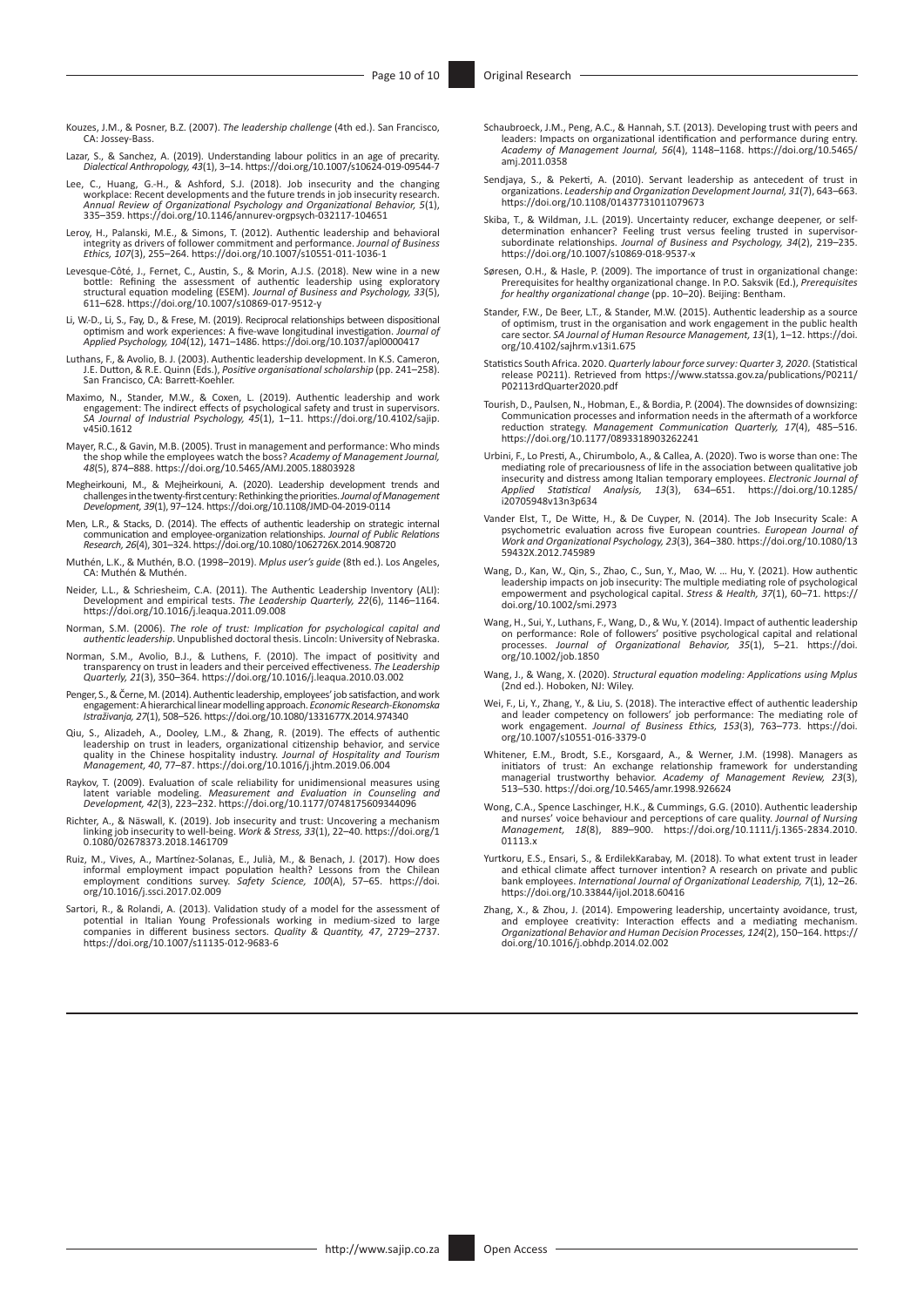Kouzes, J.M., & Posner, B.Z. (2007). *The leadership challenge* (4th ed.). San Francisco, CA: Jossey-Bass.

Lazar, S., & Sanchez, A. (2019). Understanding labour politics in an age of precarity. *Dialectical Anthropology, 43*(1), 3–14. https://doi.org/10.1007/s10624-019-09544-7

Lee, C., Huang, G.-H., & Ashford, S.J. (2018). Job insecurity and the changing workplace: Recent developments and the future trends in job insecurity research. *Annual Review of Organizational Psychology and Organizational Behavior, 5*(1), 335–359. https://doi.org/10.1146/annurev-orgpsych-032117-104651

Leroy, H., Palanski, M.E., & Simons, T. (2012). Authentic leadership and behavioral integrity as drivers of follower commitment and performance. *Journal of Business Ethics, 107*(3), 255–264. https://doi.org/10.1007/s10551-011-1036-1

Levesque-Côté, J., Fernet, C., Austin, S., & Morin, A.J.S. (2018). New wine in a new bottle: Refining the assessment of authentic leadership using exploratory structural equation modeling (ESEM). *Journal of Business and Psychology, 33*(5), 611–628. https://doi.org/10.1007/s10869-017-9512-y

Li, W.-D., Li, S., Fay, D., & Frese, M. (2019). Reciprocal relationships between dispositional optimism and work experiences: A five-wave longitudinal investigation. *Journal of Applied Psychology, 104*(12), 1471–1486. https://doi.org/10.1037/apl0000417

Luthans, F., & Avolio, B. J. (2003). Authentic leadership development. In K.S. Cameron, J.E. Dutton, & R.E. Quinn (Eds.), *Positive organisational scholarship* (pp. 241–258). San Francisco, CA: Barrett-Koehler.

Maximo, N., Stander, M.W., & Coxen, L. (2019). Authentic leadership and work engagement: The indirect effects of psychological safety and trust in supervisors. *SA Journal of Industrial Psychology, 45*(1), 1–11. https://doi.org/10.4102/sajip.v45i0.1612

Mayer, R.C., & Gavin, M.B. (2005). Trust in management and performance: Who minds the shop while the employees watch the boss? *Academy of Management Journal, 48*(5), 874–888. https://doi.org/10.5465/AMJ.2005.18803928

Megheirkouni, M., & Mejheirkouni, A. (2020). Leadership development trends and challenges in the twenty-first century: Rethinking the priorities. *Journal of Management Development, 39*(1), 97–124. https://doi.org/10.1108/JMD-04-2019-0114

Men, L.R., & Stacks, D. (2014). The effects of authentic leadership on strategic internal communication and employee-organization relationships. *Journal of Public Relations Research, 26*(4), 301–324. https://doi.org/10.1080/1062726X.2014.908720

Muthén, L.K., & Muthén, B.O. (1998–2019). *Mplus user's guide* (8th ed.). Los Angeles, CA: Muthén & Muthén.

Neider, L.L., & Schriesheim, C.A. (2011). The Authentic Leadership Inventory (ALI): Development and empirical tests. *The Leadership Quarterly, 22*(6), 1146–1164. https://doi.org/10.1016/j.leaqua.2011.09.008

Norman, S.M. (2006). *The role of trust: Implication for psychological capital and authentic leadership*. Unpublished doctoral thesis. Lincoln: University of Nebraska.

Norman, S.M., Avolio, B.J., & Luthens, F. (2010). The impact of positivity and transparency on trust in leaders and their perceived effectiveness. *The Leadership Quarterly, 21*(3), 350–364. https://doi.org/10.1016/j.leaqua.2010.03.002

Penger, S., & Černe, M. (2014). Authentic leadership, employees' job satisfaction, and work engagement: A hierarchical linear modelling approach. *Economic Research-Ekonomska Istraživanja, 27*(1), 508–526. https://doi.org/10.1080/1331677X.2014.974340

Qiu, S., Alizadeh, A., Dooley, L.M., & Zhang, R. (2019). The effects of authentic leadership on trust in leaders, organizational citizenship behavior, and service quality in the Chinese hospitality industry. *Journal of Hospitality and Tourism Management, 40*, 77–87. https://doi.org/10.1016/j.jhtm.2019.06.004

Raykov, T. (2009). Evaluation of scale reliability for unidimensional measures using latent variable modeling. *Measurement and Evaluation in Counseling and Development, 42*(3), 223–232. https://doi.org/10.1177/0748175609344096

Richter, A., & Näswall, K. (2019). Job insecurity and trust: Uncovering a mechanism linking job insecurity to well-being. *Work & Stress, 33*(1), 22–40. https://doi.org/10.1080/02678373.2018.1461709

Ruiz, M., Vives, A., Martínez-Solanas, E., Julià, M., & Benach, J. (2017). How does informal employment impact population health? Lessons from the Chilean employment conditions survey. *Safety Science, 100*(A), 57–65. https://doi.org/10.1016/j.ssci.2017.02.009

Sartori, R., & Rolandi, A. (2013). Validation study of a model for the assessment of potential in Italian Young Professionals working in medium-sized to large companies in different business sectors. *Quality & Quantity, 47*, 2729–2737. https://doi.org/10.1007/s11135-012-9683-6

Schaubroeck, J.M., Peng, A.C., & Hannah, S.T. (2013). Developing trust with peers and leaders: Impacts on organizational identification and performance during entry. *Academy of Management Journal, 56*(4), 1148–1168. https://doi.org/10.5465/amj.2011.0358

Sendjaya, S., & Pekerti, A. (2010). Servant leadership as antecedent of trust in organizations. *Leadership and Organization Development Journal, 31*(7), 643–663. https://doi.org/10.1108/01437731011079673

Skiba, T., & Wildman, J.L. (2019). Uncertainty reducer, exchange deepener, or self-determination enhancer? Feeling trust versus feeling trusted in supervisor-subordinate relationships. *Journal of Business and Psychology, 34*(2), 219–235. https://doi.org/10.1007/s10869-018-9537-x

Søresen, O.H., & Hasle, P. (2009). The importance of trust in organizational change: Prerequisites for healthy organizational change. In P.O. Saksvik (Ed.), *Prerequisites for healthy organizational change* (pp. 10–20). Beijing: Bentham.

Stander, F.W., De Beer, L.T., & Stander, M.W. (2015). Authentic leadership as a source of optimism, trust in the organisation and work engagement in the public health care sector. *SA Journal of Human Resource Management, 13*(1), 1–12. https://doi.org/10.4102/sajhrm.v13i1.675

Statistics South Africa. 2020. *Quarterly labour force survey: Quarter 3, 2020*. (Statistical release P0211). Retrieved from https://www.statssa.gov.za/publications/P0211/P02113rdQuarter2020.pdf

Tourish, D., Paulsen, N., Hobman, E., & Bordia, P. (2004). The downsides of downsizing: Communication processes and information needs in the aftermath of a workforce reduction strategy. *Management Communication Quarterly, 17*(4), 485–516. https://doi.org/10.1177/0893318903262241

Urbini, F., Lo Presti, A., Chirumbolo, A., & Callea, A. (2020). Two is worse than one: The mediating role of precariousness of life in the association between qualitative job insecurity and distress among Italian temporary employees. *Electronic Journal of Applied Statistical Analysis, 13*(3), 634–651. https://doi.org/10.1285/i20705948v13n3p634

Vander Elst, T., De Witte, H., & De Cuyper, N. (2014). The Job Insecurity Scale: A psychometric evaluation across five European countries. *European Journal of Work and Organizational Psychology, 23*(3), 364–380. https://doi.org/10.1080/1359432X.2012.745989

Wang, D., Kan, W., Qin, S., Zhao, C., Sun, Y., Mao, W. … Hu, Y. (2021). How authentic leadership impacts on job insecurity: The multiple mediating role of psychological empowerment and psychological capital. *Stress & Health, 37*(1), 60–71. https://doi.org/10.1002/smi.2973

Wang, H., Sui, Y., Luthans, F., Wang, D., & Wu, Y. (2014). Impact of authentic leadership on performance: Role of followers' positive psychological capital and relational processes. *Journal of Organizational Behavior, 35*(1), 5–21. https://doi.org/10.1002/job.1850

Wang, J., & Wang, X. (2020). *Structural equation modeling: Applications using Mplus* (2nd ed.). Hoboken, NJ: Wiley.

Wei, F., Li, Y., Zhang, Y., & Liu, S. (2018). The interactive effect of authentic leadership and leader competency on followers' job performance: The mediating role of work engagement. *Journal of Business Ethics, 153*(3), 763–773. https://doi.org/10.1007/s10551-016-3379-0

Whitener, E.M., Brodt, S.E., Korsgaard, A., & Werner, J.M. (1998). Managers as initiators of trust: An exchange relationship framework for understanding managerial trustworthy behavior. *Academy of Management Review, 23*(3), 513–530. https://doi.org/10.5465/amr.1998.926624

Wong, C.A., Spence Laschinger, H.K., & Cummings, G.G. (2010). Authentic leadership and nurses' voice behaviour and perceptions of care quality. *Journal of Nursing Management, 18*(8), 889–900. https://doi.org/10.1111/j.1365-2834.2010.01113.x

Yurtkoru, E.S., Ensari, S., & ErdilekKarabay, M. (2018). To what extent trust in leader and ethical climate affect turnover intention? A research on private and public bank employees. *International Journal of Organizational Leadership, 7*(1), 12–26. https://doi.org/10.33844/ijol.2018.60416

Zhang, X., & Zhou, J. (2014). Empowering leadership, uncertainty avoidance, trust, and employee creativity: Interaction effects and a mediating mechanism. *Organizational Behavior and Human Decision Processes, 124*(2), 150–164. https://doi.org/10.1016/j.obhdp.2014.02.002